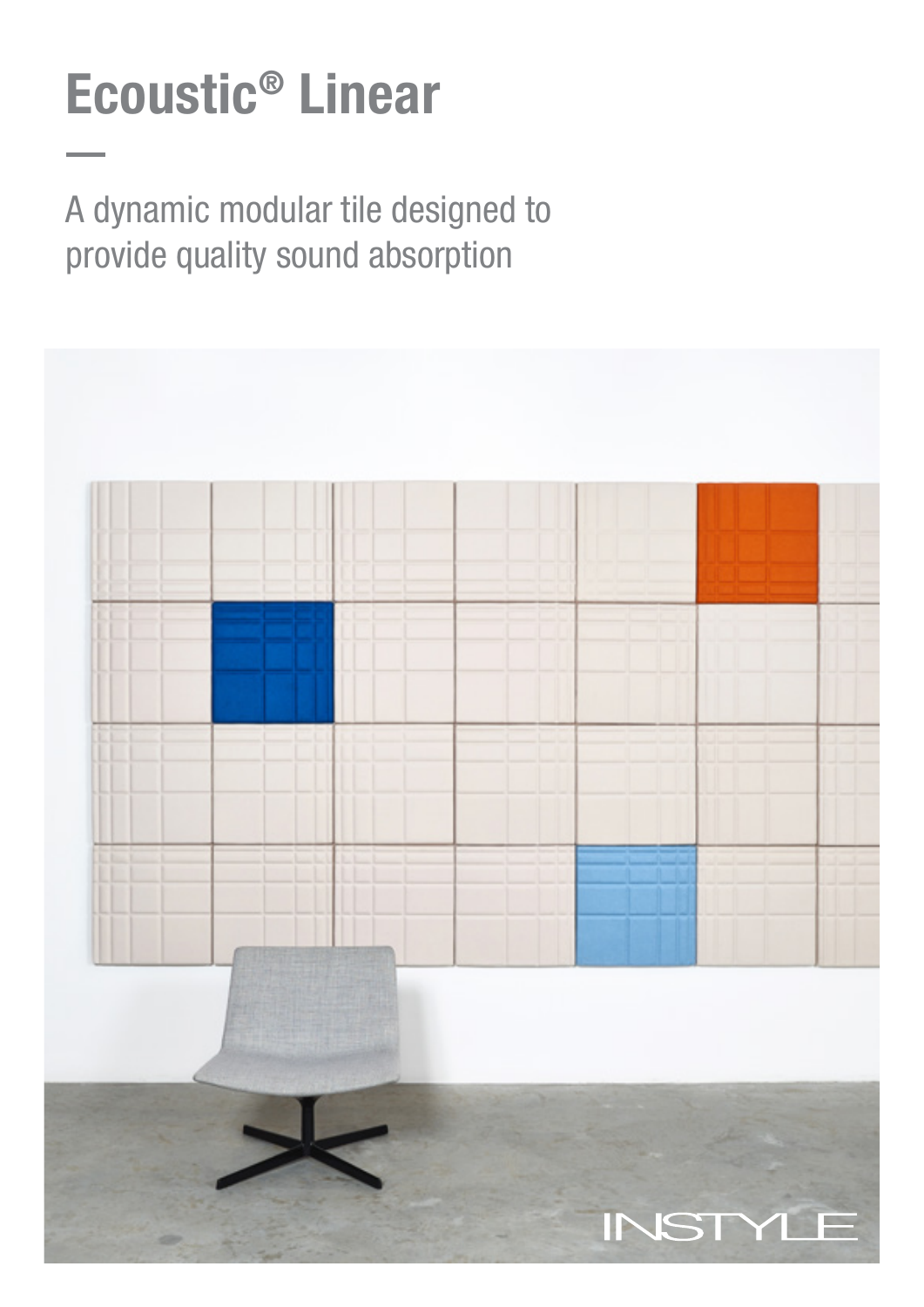# Ecoustic® Linear

A dynamic modular tile designed to provide quality sound absorption

INSTYLE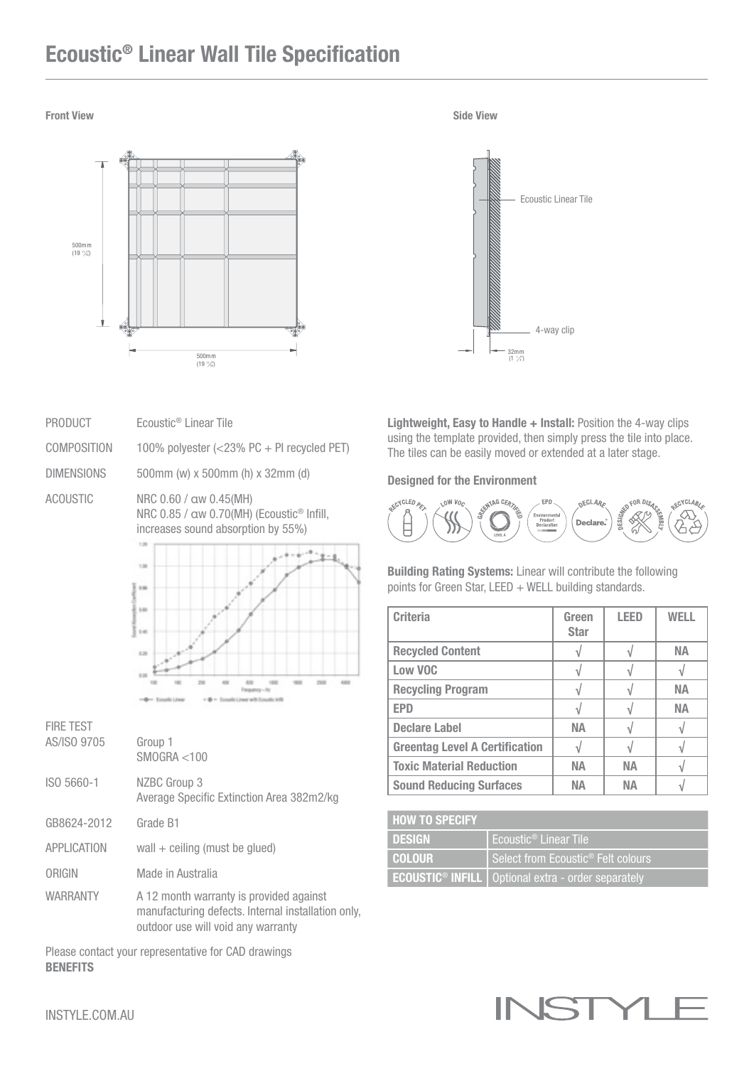# Ecoustic® Linear Wall Tile Specification

**Front View**

500mm (19 ½")

500mm (19 ½")

**Side View**

Ecoustic Linear Tile

4-way clip

32mm (1 ¼")

| | |
|---|---|
| PRODUCT | Ecoustic® Linear Tile |
| COMPOSITION | 100% polyester (<23% PC + PI recycled PET) |
| DIMENSIONS | 500mm (w) x 500mm (h) x 32mm (d) |
| ACOUSTIC | NRC 0.60 / αw 0.45(MH)<br>NRC 0.85 / αw 0.70(MH) (Ecoustic® Infill, increases sound absorption by 55%) |

FIRE TEST

| | |
|---|---|
| AS/ISO 9705 | Group 1<br>SMOGRA <100 |
| ISO 5660-1 | NZBC Group 3<br>Average Specific Extinction Area 382m2/kg |
| GB8624-2012 | Grade B1 |
| APPLICATION | wall + ceiling (must be glued) |
| ORIGIN | Made in Australia |
| WARRANTY | A 12 month warranty is provided against manufacturing defects. Internal installation only, outdoor use will void any warranty |

Please contact your representative for CAD drawings

**BENEFITS**

**Lightweight, Easy to Handle + Install:** Position the 4-way clips using the template provided, then simply press the tile into place. The tiles can be easily moved or extended at a later stage.

**Designed for the Environment**

RECYCLED PET · LOW VOC · GREENTAG CERTIFIED · EPD · DECLARE · DESIGNED FOR DISASSEMBLY · RECYCLABLE

**Building Rating Systems:** Linear will contribute the following points for Green Star, LEED + WELL building standards.

| Criteria | Green Star | LEED | WELL |
|---|---|---|---|
| Recycled Content | √ | √ | NA |
| Low VOC | √ | √ | √ |
| Recycling Program | √ | √ | NA |
| EPD | √ | √ | NA |
| Declare Label | NA | √ | √ |
| Greentag Level A Certification | √ | √ | √ |
| Toxic Material Reduction | NA | NA | √ |
| Sound Reducing Surfaces | NA | NA | √ |

| HOW TO SPECIFY | |
|---|---|
| **DESIGN** | Ecoustic® Linear Tile |
| **COLOUR** | Select from Ecoustic® Felt colours |
| **ECOUSTIC® INFILL** | Optional extra - order separately |

INSTYLE.COM.AU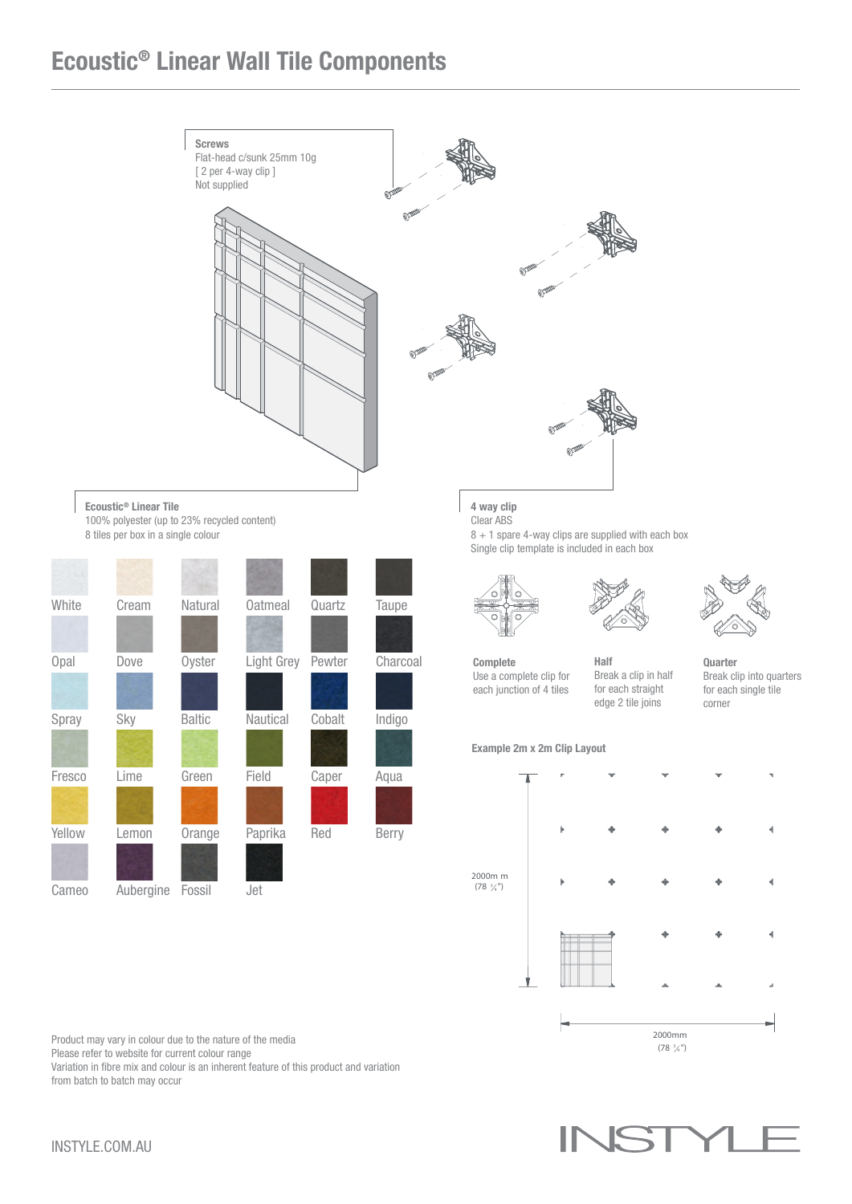# Ecoustic® Linear Wall Tile Components

**Screws**
Flat-head c/sunk 25mm 10g
[ 2 per 4-way clip ]
Not supplied

**Ecoustic® Linear Tile**
100% polyester (up to 23% recycled content)
8 tiles per box in a single colour

| | | | | | |
|---|---|---|---|---|---|
| White | Cream | Natural | Oatmeal | Quartz | Taupe |
| Opal | Dove | Oyster | Light Grey | Pewter | Charcoal |
| Spray | Sky | Baltic | Nautical | Cobalt | Indigo |
| Fresco | Lime | Green | Field | Caper | Aqua |
| Yellow | Lemon | Orange | Paprika | Red | Berry |
| Cameo | Aubergine | Fossil | Jet | | |

**4 way clip**
Clear ABS
8 + 1 spare 4-way clips are supplied with each box
Single clip template is included in each box

**Complete**
Use a complete clip for each junction of 4 tiles

**Half**
Break a clip in half for each straight edge 2 tile joins

**Quarter**
Break clip into quarters for each single tile corner

**Example 2m x 2m Clip Layout**

2000m m
(78 ¼")

2000mm
(78 ¼")

Product may vary in colour due to the nature of the media
Please refer to website for current colour range
Variation in fibre mix and colour is an inherent feature of this product and variation from batch to batch may occur

INSTYLE.COM.AU

INSTYLE